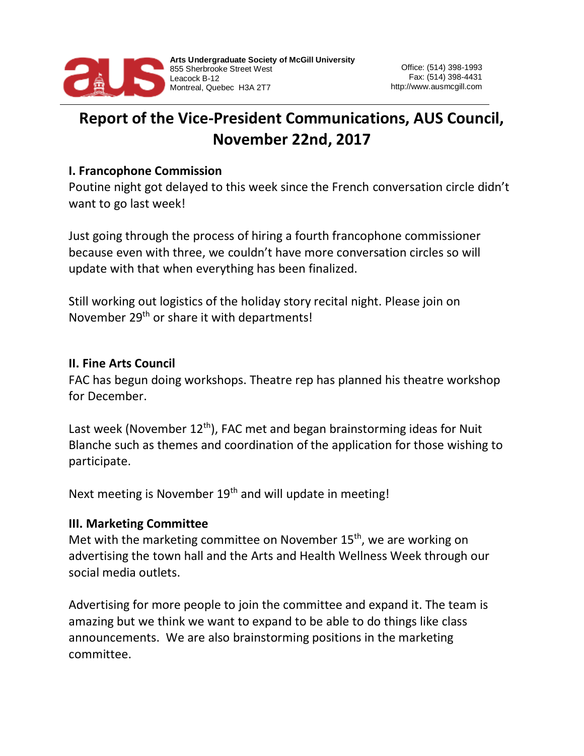Arts Undergraduate Society of McGill University
855 Sherbrooke Street West
Leacock B-12
Montreal, Quebec H3A 2T7

Office: (514) 398-1993
Fax: (514) 398-4431
http://www.ausmcgill.com

# Report of the Vice-President Communications, AUS Council, November 22nd, 2017

## I. Francophone Commission

Poutine night got delayed to this week since the French conversation circle didn't want to go last week!

Just going through the process of hiring a fourth francophone commissioner because even with three, we couldn't have more conversation circles so will update with that when everything has been finalized.

Still working out logistics of the holiday story recital night. Please join on November 29th or share it with departments!

## II. Fine Arts Council

FAC has begun doing workshops. Theatre rep has planned his theatre workshop for December.

Last week (November 12th), FAC met and began brainstorming ideas for Nuit Blanche such as themes and coordination of the application for those wishing to participate.

Next meeting is November 19th and will update in meeting!

## III. Marketing Committee

Met with the marketing committee on November 15th, we are working on advertising the town hall and the Arts and Health Wellness Week through our social media outlets.

Advertising for more people to join the committee and expand it. The team is amazing but we think we want to expand to be able to do things like class announcements. We are also brainstorming positions in the marketing committee.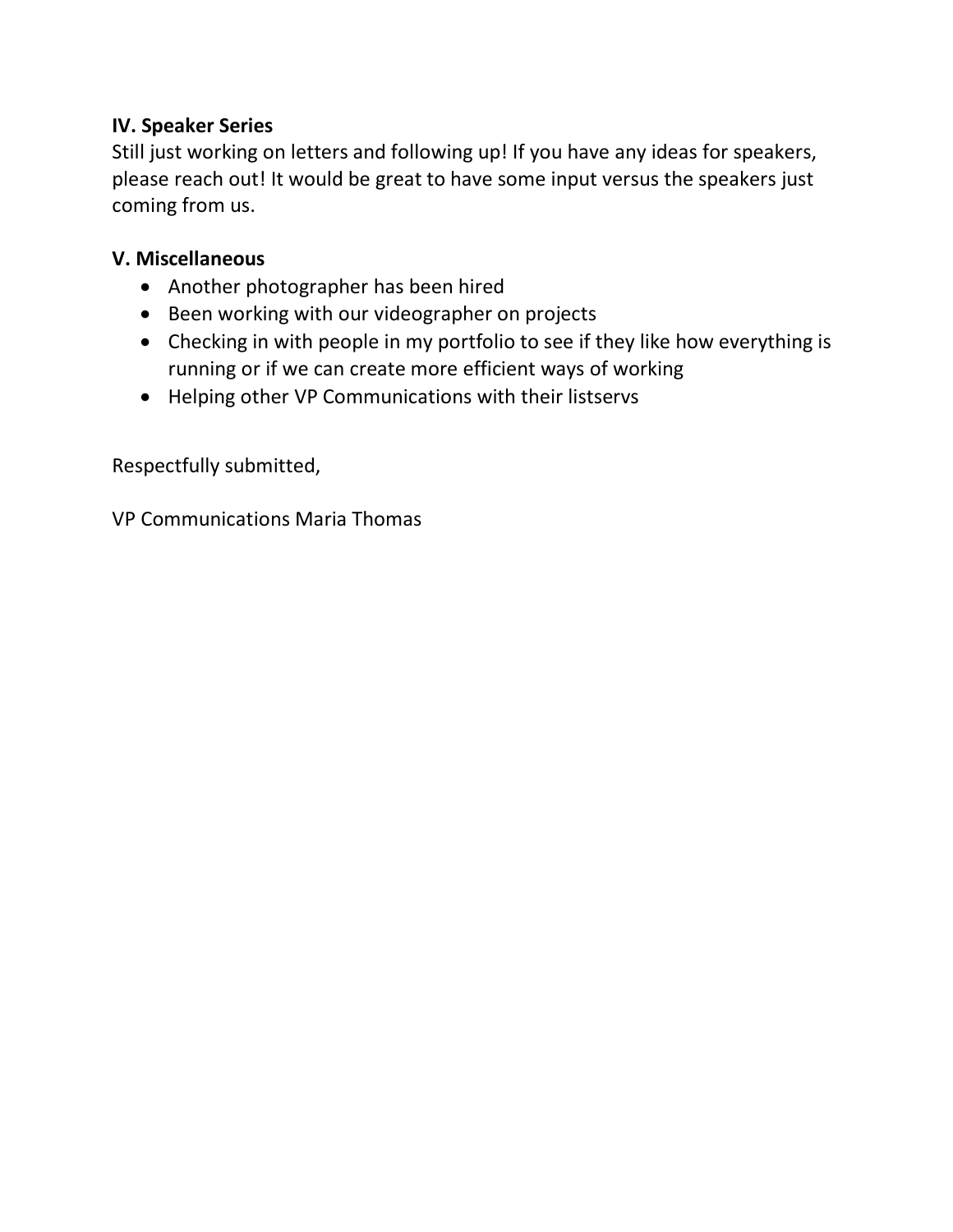**IV. Speaker Series**

Still just working on letters and following up! If you have any ideas for speakers, please reach out! It would be great to have some input versus the speakers just coming from us.

**V. Miscellaneous**

- Another photographer has been hired
- Been working with our videographer on projects
- Checking in with people in my portfolio to see if they like how everything is running or if we can create more efficient ways of working
- Helping other VP Communications with their listservs

Respectfully submitted,

VP Communications Maria Thomas